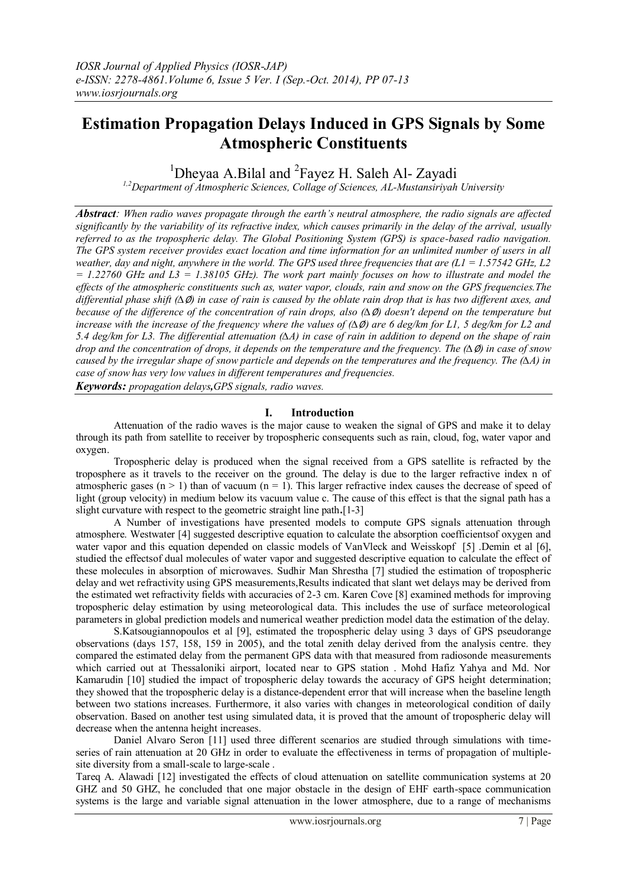# Estimation Propagation Delays Induced in GPS Signals by Some Atmospheric Constituents

[1]Dheyaa A.Bilal and [2]Fayez H. Saleh Al- Zayadi

*[1,2]Department of Atmospheric Sciences, Collage of Sciences, AL-Mustansiriyah University*

***Abstract****: When radio waves propagate through the earth's neutral atmosphere, the radio signals are affected significantly by the variability of its refractive index, which causes primarily in the delay of the arrival, usually referred to as the tropospheric delay. The Global Positioning System (GPS) is space-based radio navigation. The GPS system receiver provides exact location and time information for an unlimited number of users in all weather, day and night, anywhere in the world. The GPS used three frequencies that are (L1 = 1.57542 GHz, L2 = 1.22760 GHz and L3 = 1.38105 GHz). The work part mainly focuses on how to illustrate and model the effects of the atmospheric constituents such as, water vapor, clouds, rain and snow on the GPS frequencies.The differential phase shift ($\Delta\emptyset$) in case of rain is caused by the oblate rain drop that is has two different axes, and because of the difference of the concentration of rain drops, also ($\Delta\emptyset$) doesn't depend on the temperature but increase with the increase of the frequency where the values of ($\Delta\emptyset$) are 6 deg/km for L1, 5 deg/km for L2 and 5.4 deg/km for L3. The differential attenuation ($\Delta A$) in case of rain in addition to depend on the shape of rain drop and the concentration of drops, it depends on the temperature and the frequency. The ($\Delta\emptyset$) in case of snow caused by the irregular shape of snow particle and depends on the temperatures and the frequency. The ($\Delta A$) in case of snow has very low values in different temperatures and frequencies.*

***Keywords:*** *propagation delays,GPS signals, radio waves.*

## I. Introduction

Attenuation of the radio waves is the major cause to weaken the signal of GPS and make it to delay through its path from satellite to receiver by tropospheric consequents such as rain, cloud, fog, water vapor and oxygen.

Tropospheric delay is produced when the signal received from a GPS satellite is refracted by the troposphere as it travels to the receiver on the ground. The delay is due to the larger refractive index n of atmospheric gases ($n > 1$) than of vacuum ($n = 1$). This larger refractive index causes the decrease of speed of light (group velocity) in medium below its vacuum value c. The cause of this effect is that the signal path has a slight curvature with respect to the geometric straight line path.[1-3]

A Number of investigations have presented models to compute GPS signals attenuation through atmosphere. Westwater [4] suggested descriptive equation to calculate the absorption coefficientsof oxygen and water vapor and this equation depended on classic models of VanVleck and Weisskopf [5] .Demin et al [6], studied the effectsof dual molecules of water vapor and suggested descriptive equation to calculate the effect of these molecules in absorption of microwaves. Sudhir Man Shrestha [7] studied the estimation of tropospheric delay and wet refractivity using GPS measurements,Results indicated that slant wet delays may be derived from the estimated wet refractivity fields with accuracies of 2-3 cm. Karen Cove [8] examined methods for improving tropospheric delay estimation by using meteorological data. This includes the use of surface meteorological parameters in global prediction models and numerical weather prediction model data the estimation of the delay.

S.Katsougiannopoulos et al [9], estimated the tropospheric delay using 3 days of GPS pseudorange observations (days 157, 158, 159 in 2005), and the total zenith delay derived from the analysis centre. they compared the estimated delay from the permanent GPS data with that measured from radiosonde measurements which carried out at Thessaloniki airport, located near to GPS station . Mohd Hafiz Yahya and Md. Nor Kamarudin [10] studied the impact of tropospheric delay towards the accuracy of GPS height determination; they showed that the tropospheric delay is a distance-dependent error that will increase when the baseline length between two stations increases. Furthermore, it also varies with changes in meteorological condition of daily observation. Based on another test using simulated data, it is proved that the amount of tropospheric delay will decrease when the antenna height increases.

Daniel Alvaro Seron [11] used three different scenarios are studied through simulations with time-series of rain attenuation at 20 GHz in order to evaluate the effectiveness in terms of propagation of multiple-site diversity from a small-scale to large-scale .

Tareq A. Alawadi [12] investigated the effects of cloud attenuation on satellite communication systems at 20 GHZ and 50 GHZ, he concluded that one major obstacle in the design of EHF earth-space communication systems is the large and variable signal attenuation in the lower atmosphere, due to a range of mechanisms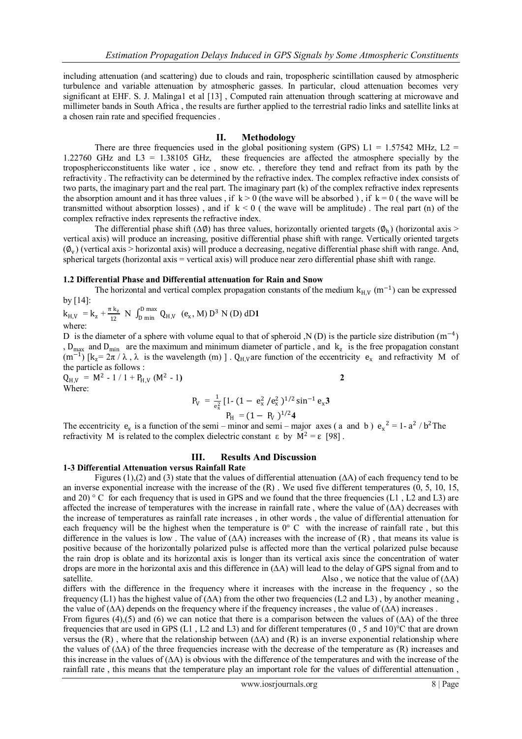including attenuation (and scattering) due to clouds and rain, tropospheric scintillation caused by atmospheric turbulence and variable attenuation by atmospheric gasses. In particular, cloud attenuation becomes very significant at EHF. S. J. Malinga1 et al [13] , Computed rain attenuation through scattering at microwave and millimeter bands in South Africa , the results are further applied to the terrestrial radio links and satellite links at a chosen rain rate and specified frequencies .

## II. Methodology

There are three frequencies used in the global positioning system (GPS) L1 = 1.57542 MHz, L2 = 1.22760 GHz and L3 = 1.38105 GHz, these frequencies are affected the atmosphere specially by the troposphericconstituents like water , ice , snow etc. , therefore they tend and refract from its path by the refractivity . The refractivity can be determined by the refractive index. The complex refractive index consists of two parts, the imaginary part and the real part. The imaginary part (k) of the complex refractive index represents the absorption amount and it has three values , if $k > 0$ (the wave will be absorbed ) , if $k = 0$ ( the wave will be transmitted without absorption losses) , and if $k < 0$ ( the wave will be amplitude) . The real part (n) of the complex refractive index represents the refractive index.

The differential phase shift ($\Delta\emptyset$) has three values, horizontally oriented targets ($\emptyset_h$) (horizontal axis > vertical axis) will produce an increasing, positive differential phase shift with range. Vertically oriented targets ($\emptyset_v$) (vertical axis > horizontal axis) will produce a decreasing, negative differential phase shift with range. And, spherical targets (horizontal axis = vertical axis) will produce near zero differential phase shift with range.

### 1.2 Differential Phase and Differential attenuation for Rain and Snow

The horizontal and vertical complex propagation constants of the medium $k_{H,V}$ ($m^{-1}$) can be expressed by [14]:

$$k_{H,V} = k_z + \frac{\pi k_z}{12} \ N \int_{D\,min}^{D\,max} Q_{H,V} \ (e_x, M)\, D^3 \ N(D) \ dD \qquad \mathbf{1}$$

where:

D is the diameter of a sphere with volume equal to that of spheroid ,N (D) is the particle size distribution ($m^{-4}$) , $D_{max}$ and $D_{min}$ are the maximum and minimum diameter of particle , and $k_z$ is the free propagation constant ($m^{-1}$) [$k_z = 2\pi / \lambda$ , $\lambda$ is the wavelength (m) ] . $Q_{H,V}$ are function of the eccentricity $e_x$ and refractivity M of the particle as follows :

$$Q_{H,V} = M^2 - 1 / 1 + P_{H,V} \ (M^2 - 1) \qquad \mathbf{2}$$

Where:

$$P_V = \frac{1}{e_x^2} \left[1 - (1 - e_x^2 / e_x^2)^{1/2} \sin^{-1} e_x\right] \qquad \mathbf{3}$$

$$P_H = (1 - P_V)^{1/2} \qquad \mathbf{4}$$

The eccentricity $e_x$ is a function of the semi – minor and semi – major axes ( a and b ) $e_x^2 = 1 - a^2 / b^2$ The refractivity M is related to the complex dielectric constant $\varepsilon$ by $M^2 = \varepsilon$ [98] .

## III. Results And Discussion

### 1-3 Differential Attenuation versus Rainfall Rate

Figures (1),(2) and (3) state that the values of differential attenuation ($\Delta$A) of each frequency tend to be an inverse exponential increase with the increase of the (R) . We used five different temperatures (0, 5, 10, 15, and 20) ° C for each frequency that is used in GPS and we found that the three frequencies (L1 , L2 and L3) are affected the increase of temperatures with the increase in rainfall rate , where the value of ($\Delta$A) decreases with the increase of temperatures as rainfall rate increases , in other words , the value of differential attenuation for each frequency will be the highest when the temperature is 0° C with the increase of rainfall rate , but this difference in the values is low . The value of ($\Delta$A) increases with the increase of (R) , that means its value is positive because of the horizontally polarized pulse is affected more than the vertical polarized pulse because the rain drop is oblate and its horizontal axis is longer than its vertical axis since the concentration of water drops are more in the horizontal axis and this difference in ($\Delta$A) will lead to the delay of GPS signal from and to satellite. Also , we notice that the value of ($\Delta$A) differs with the difference in the frequency where it increases with the increase in the frequency , so the frequency (L1) has the highest value of ($\Delta$A) from the other two frequencies (L2 and L3) , by another meaning , the value of ($\Delta$A) depends on the frequency where if the frequency increases , the value of ($\Delta$A) increases .

From figures (4),(5) and (6) we can notice that there is a comparison between the values of ($\Delta$A) of the three frequencies that are used in GPS (L1 , L2 and L3) and for different temperatures (0 , 5 and 10)°C that are drown versus the (R) , where that the relationship between ($\Delta$A) and (R) is an inverse exponential relationship where the values of ($\Delta$A) of the three frequencies increase with the decrease of the temperature as (R) increases and this increase in the values of ($\Delta$A) is obvious with the difference of the temperatures and with the increase of the rainfall rate , this means that the temperature play an important role for the values of differential attenuation ,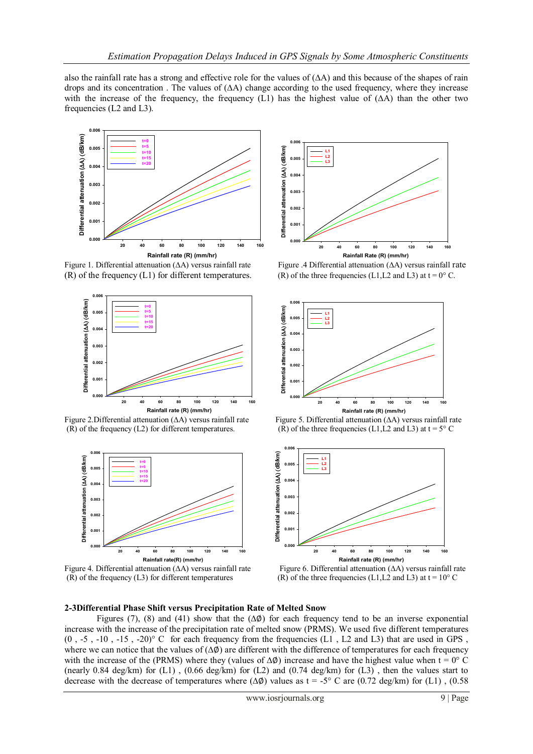also the rainfall rate has a strong and effective role for the values of (ΔA) and this because of the shapes of rain drops and its concentration . The values of (ΔA) change according to the used frequency, where they increase with the increase of the frequency, the frequency (L1) has the highest value of (ΔA) than the other two frequencies (L2 and L3).

Figure 1. Differential attenuation (ΔA) versus rainfall rate (R) of the frequency (L1) for different temperatures.

Figure .4 Differential attenuation (ΔA) versus rainfall rate (R) of the three frequencies (L1,L2 and L3) at t = 0° C.

Figure 2.Differential attenuation (ΔA) versus rainfall rate (R) of the frequency (L2) for different temperatures.

Figure 5. Differential attenuation (ΔA) versus rainfall rate (R) of the three frequencies (L1,L2 and L3) at t = 5° C

Figure 4. Differential attenuation (ΔA) versus rainfall rate (R) of the frequency (L3) for different temperatures

Figure 6. Differential attenuation (ΔA) versus rainfall rate (R) of the three frequencies (L1,L2 and L3) at t = 10° C

### 2-3Differential Phase Shift versus Precipitation Rate of Melted Snow

Figures (7), (8) and (41) show that the (Δ∅) for each frequency tend to be an inverse exponential increase with the increase of the precipitation rate of melted snow (PRMS). We used five different temperatures (0 , -5 , -10 , -15 , -20)° C for each frequency from the frequencies (L1 , L2 and L3) that are used in GPS , where we can notice that the values of (Δ∅) are different with the difference of temperatures for each frequency with the increase of the (PRMS) where they (values of Δ∅) increase and have the highest value when t = 0° C (nearly 0.84 deg/km) for (L1) , (0.66 deg/km) for (L2) and (0.74 deg/km) for (L3) , then the values start to decrease with the decrease of temperatures where (Δ∅) values as t = -5° C are (0.72 deg/km) for (L1) , (0.58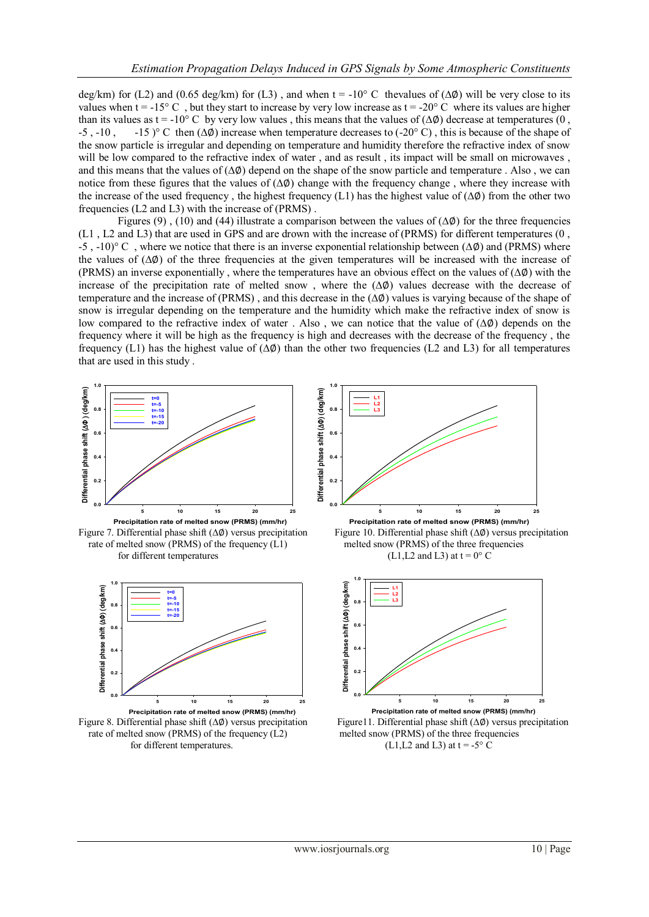deg/km) for (L2) and (0.65 deg/km) for (L3) , and when t = -10° C thevalues of (Δ∅) will be very close to its values when t = -15° C , but they start to increase by very low increase as t = -20° C where its values are higher than its values as t = -10° C by very low values , this means that the values of (Δ∅) decrease at temperatures (0 , -5 , -10 , -15 )° C then (Δ∅) increase when temperature decreases to (-20° C) , this is because of the shape of the snow particle is irregular and depending on temperature and humidity therefore the refractive index of snow will be low compared to the refractive index of water , and as result , its impact will be small on microwaves , and this means that the values of (Δ∅) depend on the shape of the snow particle and temperature . Also , we can notice from these figures that the values of (Δ∅) change with the frequency change , where they increase with the increase of the used frequency , the highest frequency (L1) has the highest value of (Δ∅) from the other two frequencies (L2 and L3) with the increase of (PRMS) .

Figures (9) , (10) and (44) illustrate a comparison between the values of (Δ∅) for the three frequencies (L1 , L2 and L3) that are used in GPS and are drawn with the increase of (PRMS) for different temperatures (0 , -5 , -10)° C , where we notice that there is an inverse exponential relationship between (Δ∅) and (PRMS) where the values of (Δ∅) of the three frequencies at the given temperatures will be increased with the increase of (PRMS) an inverse exponentially , where the temperatures have an obvious effect on the values of (Δ∅) with the increase of the precipitation rate of melted snow , where the (Δ∅) values decrease with the decrease of temperature and the increase of (PRMS) , and this decrease in the (Δ∅) values is varying because of the shape of snow is irregular depending on the temperature and the humidity which make the refractive index of snow is low compared to the refractive index of water . Also , we can notice that the value of (Δ∅) depends on the frequency where it will be high as the frequency is high and decreases with the decrease of the frequency , the frequency (L1) has the highest value of (Δ∅) than the other two frequencies (L2 and L3) for all temperatures that are used in this study .

Figure 7. Differential phase shift (Δ∅) versus precipitation rate of melted snow (PRMS) of the frequency (L1) for different temperatures

Figure 10. Differential phase shift (Δ∅) versus precipitation melted snow (PRMS) of the three frequencies (L1,L2 and L3) at t = 0° C

Figure 8. Differential phase shift (Δ∅) versus precipitation rate of melted snow (PRMS) of the frequency (L2) for different temperatures.

Figure11. Differential phase shift (Δ∅) versus precipitation melted snow (PRMS) of the three frequencies (L1,L2 and L3) at t = -5° C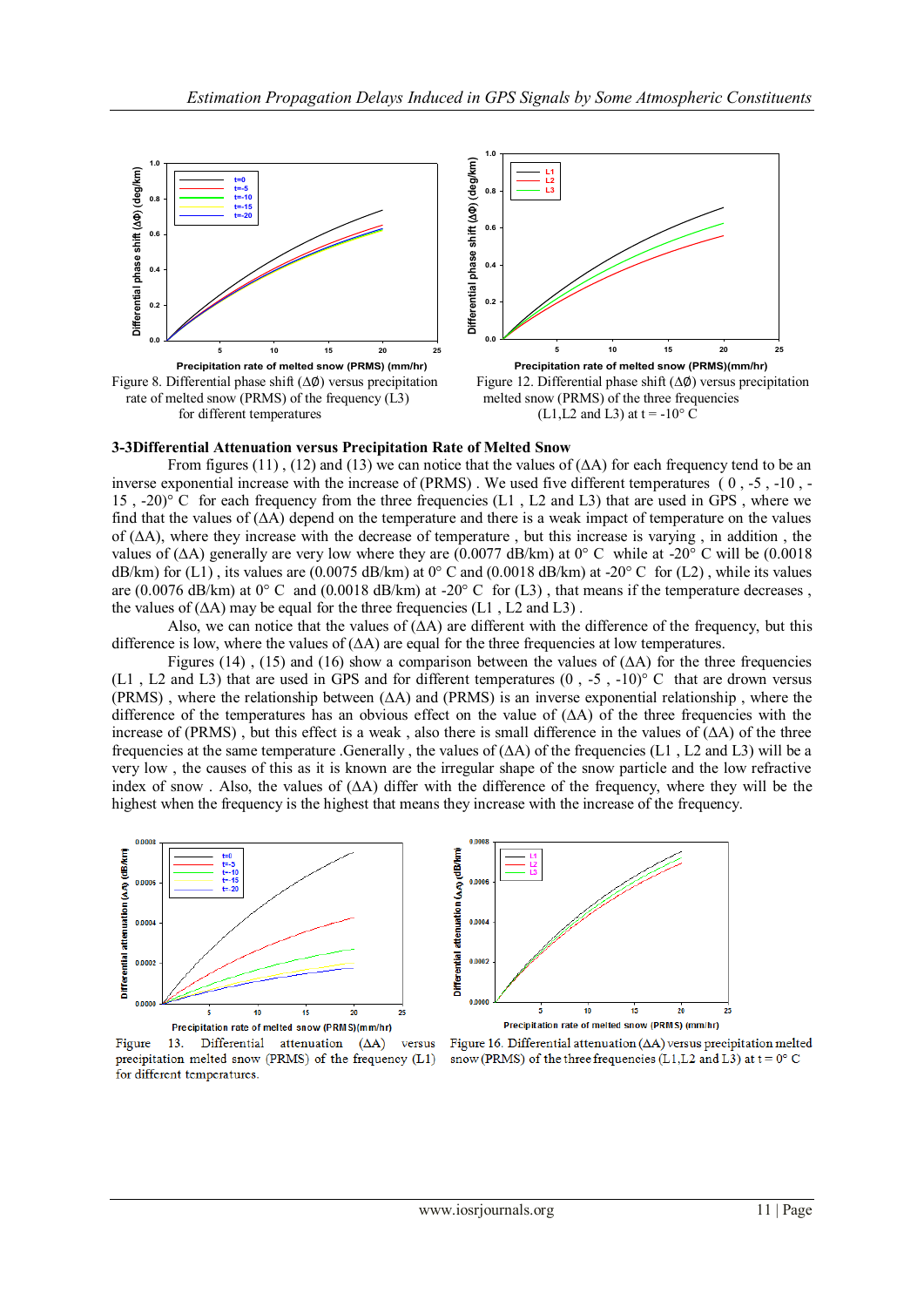Figure 8. Differential phase shift (ΔØ) versus precipitation rate of melted snow (PRMS) of the frequency (L3) for different temperatures

Figure 12. Differential phase shift (ΔØ) versus precipitation melted snow (PRMS) of the three frequencies (L1,L2 and L3) at t = -10° C

### 3-3Differential Attenuation versus Precipitation Rate of Melted Snow

From figures (11) , (12) and (13) we can notice that the values of (ΔA) for each frequency tend to be an inverse exponential increase with the increase of (PRMS) . We used five different temperatures ( 0 , -5 , -10 , -15 , -20)° C for each frequency from the three frequencies (L1 , L2 and L3) that are used in GPS , where we find that the values of (ΔA) depend on the temperature and there is a weak impact of temperature on the values of (ΔA), where they increase with the decrease of temperature , but this increase is varying , in addition , the values of (ΔA) generally are very low where they are (0.0077 dB/km) at 0° C while at -20° C will be (0.0018 dB/km) for (L1) , its values are (0.0075 dB/km) at 0° C and (0.0018 dB/km) at -20° C for (L2) , while its values are (0.0076 dB/km) at 0° C and (0.0018 dB/km) at -20° C for (L3) , that means if the temperature decreases , the values of (ΔA) may be equal for the three frequencies (L1 , L2 and L3) .

Also, we can notice that the values of (ΔA) are different with the difference of the frequency, but this difference is low, where the values of (ΔA) are equal for the three frequencies at low temperatures.

Figures (14) , (15) and (16) show a comparison between the values of (ΔA) for the three frequencies (L1 , L2 and L3) that are used in GPS and for different temperatures (0 , -5 , -10)° C that are drown versus (PRMS) , where the relationship between (ΔA) and (PRMS) is an inverse exponential relationship , where the difference of the temperatures has an obvious effect on the value of (ΔA) of the three frequencies with the increase of (PRMS) , but this effect is a weak , also there is small difference in the values of (ΔA) of the three frequencies at the same temperature .Generally , the values of (ΔA) of the frequencies (L1 , L2 and L3) will be a very low , the causes of this as it is known are the irregular shape of the snow particle and the low refractive index of snow . Also, the values of (ΔA) differ with the difference of the frequency, where they will be the highest when the frequency is the highest that means they increase with the increase of the frequency.

Figure 13. Differential attenuation (ΔA) versus precipitation melted snow (PRMS) of the frequency (L1) for different temperatures.

Figure 16. Differential attenuation (ΔA) versus precipitation melted snow (PRMS) of the three frequencies (L1,L2 and L3) at t = 0° C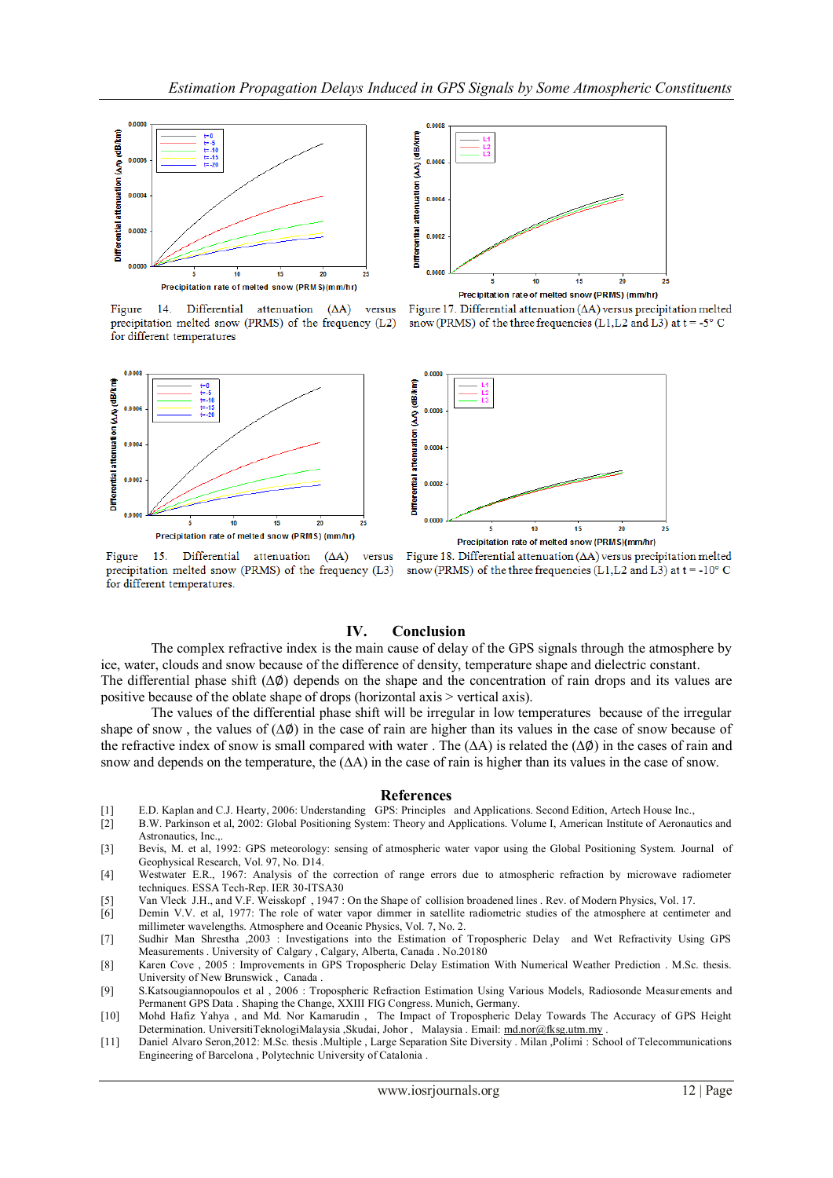Figure 14. Differential attenuation (ΔA) versus precipitation melted snow (PRMS) of the frequency (L2) for different temperatures

Figure 17. Differential attenuation (ΔA) versus precipitation melted snow (PRMS) of the three frequencies (L1,L2 and L3) at t = -5° C

Figure 15. Differential attenuation (ΔA) versus precipitation melted snow (PRMS) of the frequency (L3) for different temperatures.

Figure 18. Differential attenuation (ΔA) versus precipitation melted snow (PRMS) of the three frequencies (L1,L2 and L3) at t = -10° C

## IV. Conclusion

The complex refractive index is the main cause of delay of the GPS signals through the atmosphere by ice, water, clouds and snow because of the difference of density, temperature shape and dielectric constant.

The differential phase shift (Δ∅) depends on the shape and the concentration of rain drops and its values are positive because of the oblate shape of drops (horizontal axis > vertical axis).

The values of the differential phase shift will be irregular in low temperatures because of the irregular shape of snow , the values of (Δ∅) in the case of rain are higher than its values in the case of snow because of the refractive index of snow is small compared with water . The (ΔA) is related the (Δ∅) in the cases of rain and snow and depends on the temperature, the (ΔA) in the case of rain is higher than its values in the case of snow.

## References

[1] E.D. Kaplan and C.J. Hearty, 2006: Understanding GPS: Principles and Applications. Second Edition, Artech House Inc.,

[2] B.W. Parkinson et al, 2002: Global Positioning System: Theory and Applications. Volume I, American Institute of Aeronautics and Astronautics, Inc.,.

[3] Bevis, M. et al, 1992: GPS meteorology: sensing of atmospheric water vapor using the Global Positioning System. Journal of Geophysical Research, Vol. 97, No. D14.

[4] Westwater E.R., 1967: Analysis of the correction of range errors due to atmospheric refraction by microwave radiometer techniques. ESSA Tech-Rep. IER 30-ITSA30

[5] Van Vleck J.H., and V.F. Weisskopf , 1947 : On the Shape of collision broadened lines . Rev. of Modern Physics, Vol. 17.

[6] Demin V.V. et al, 1977: The role of water vapor dimmer in satellite radiometric studies of the atmosphere at centimeter and millimeter wavelengths. Atmosphere and Oceanic Physics, Vol. 7, No. 2.

[7] Sudhir Man Shrestha ,2003 : Investigations into the Estimation of Tropospheric Delay and Wet Refractivity Using GPS Measurements . University of Calgary , Calgary, Alberta, Canada . No.20180

[8] Karen Cove , 2005 : Improvements in GPS Tropospheric Delay Estimation With Numerical Weather Prediction . M.Sc. thesis. University of New Brunswick , Canada .

[9] S.Katsougiannopoulos et al , 2006 : Tropospheric Refraction Estimation Using Various Models, Radiosonde Measurements and Permanent GPS Data . Shaping the Change, XXIII FIG Congress. Munich, Germany.

[10] Mohd Hafiz Yahya , and Md. Nor Kamarudin , The Impact of Tropospheric Delay Towards The Accuracy of GPS Height Determination. UniversitiTeknologiMalaysia ,Skudai, Johor , Malaysia . Email: md.nor@fksg.utm.my .

[11] Daniel Alvaro Seron,2012: M.Sc. thesis .Multiple , Large Separation Site Diversity . Milan ,Polimi : School of Telecommunications Engineering of Barcelona , Polytechnic University of Catalonia .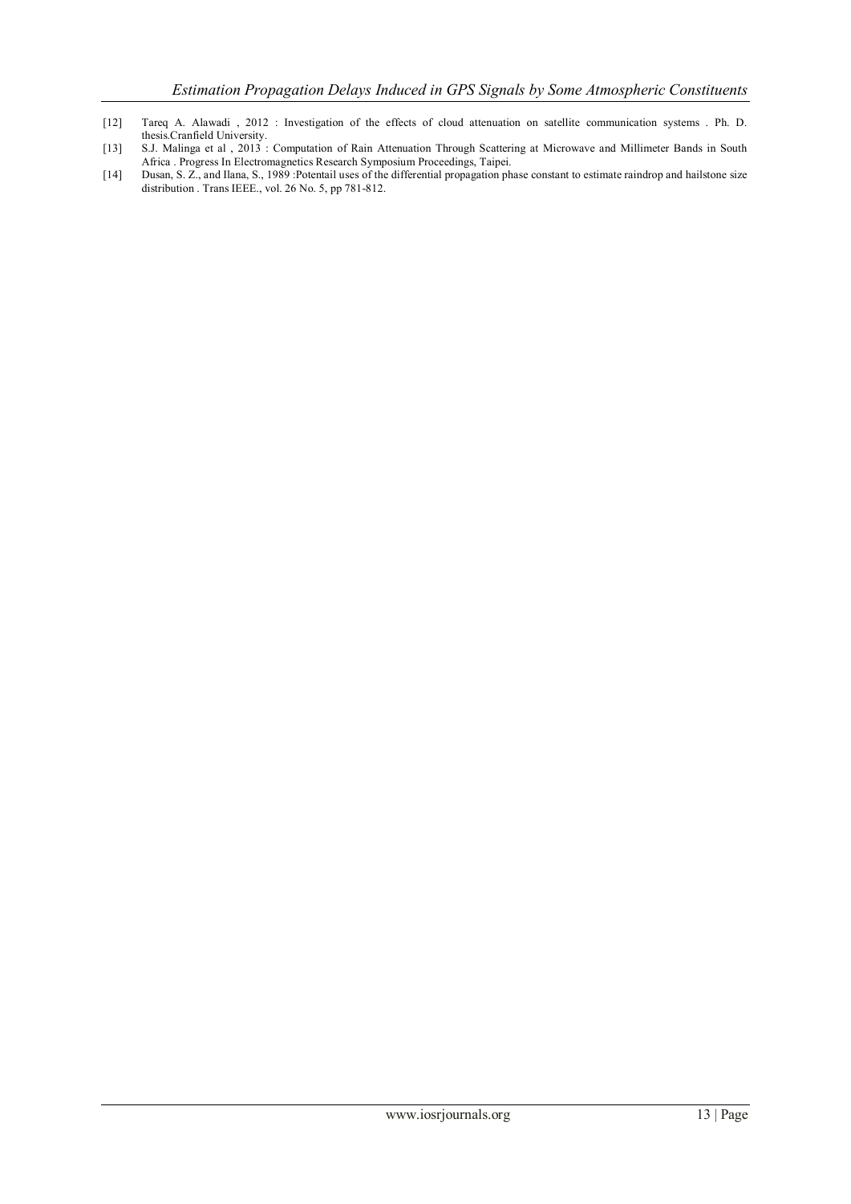[12] Tareq A. Alawadi , 2012 : Investigation of the effects of cloud attenuation on satellite communication systems . Ph. D. thesis.Cranfield University.

[13] S.J. Malinga et al , 2013 : Computation of Rain Attenuation Through Scattering at Microwave and Millimeter Bands in South Africa . Progress In Electromagnetics Research Symposium Proceedings, Taipei.

[14] Dusan, S. Z., and Ilana, S., 1989 :Potentail uses of the differential propagation phase constant to estimate raindrop and hailstone size distribution . Trans IEEE., vol. 26 No. 5, pp 781-812.